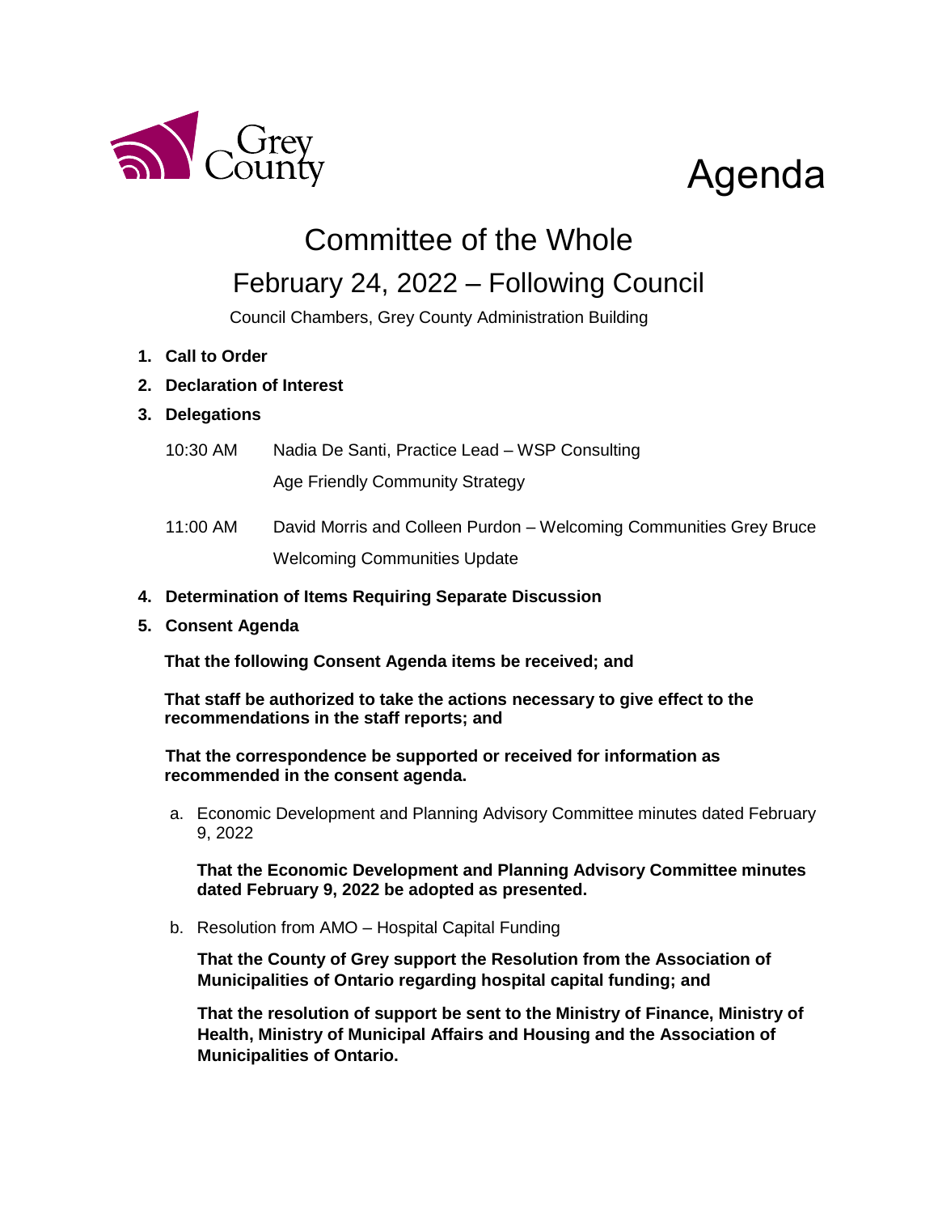Grey County

# Agenda

## Committee of the Whole

## February 24, 2022 – Following Council

Council Chambers, Grey County Administration Building

1. **Call to Order**
2. **Declaration of Interest**
3. **Delegations**

   10:30 AM Nadia De Santi, Practice Lead – WSP Consulting

   Age Friendly Community Strategy

   11:00 AM David Morris and Colleen Purdon – Welcoming Communities Grey Bruce

   Welcoming Communities Update

4. **Determination of Items Requiring Separate Discussion**
5. **Consent Agenda**

   **That the following Consent Agenda items be received; and**

   **That staff be authorized to take the actions necessary to give effect to the recommendations in the staff reports; and**

   **That the correspondence be supported or received for information as recommended in the consent agenda.**

   a. Economic Development and Planning Advisory Committee minutes dated February 9, 2022

   **That the Economic Development and Planning Advisory Committee minutes dated February 9, 2022 be adopted as presented.**

   b. Resolution from AMO – Hospital Capital Funding

   **That the County of Grey support the Resolution from the Association of Municipalities of Ontario regarding hospital capital funding; and**

   **That the resolution of support be sent to the Ministry of Finance, Ministry of Health, Ministry of Municipal Affairs and Housing and the Association of Municipalities of Ontario.**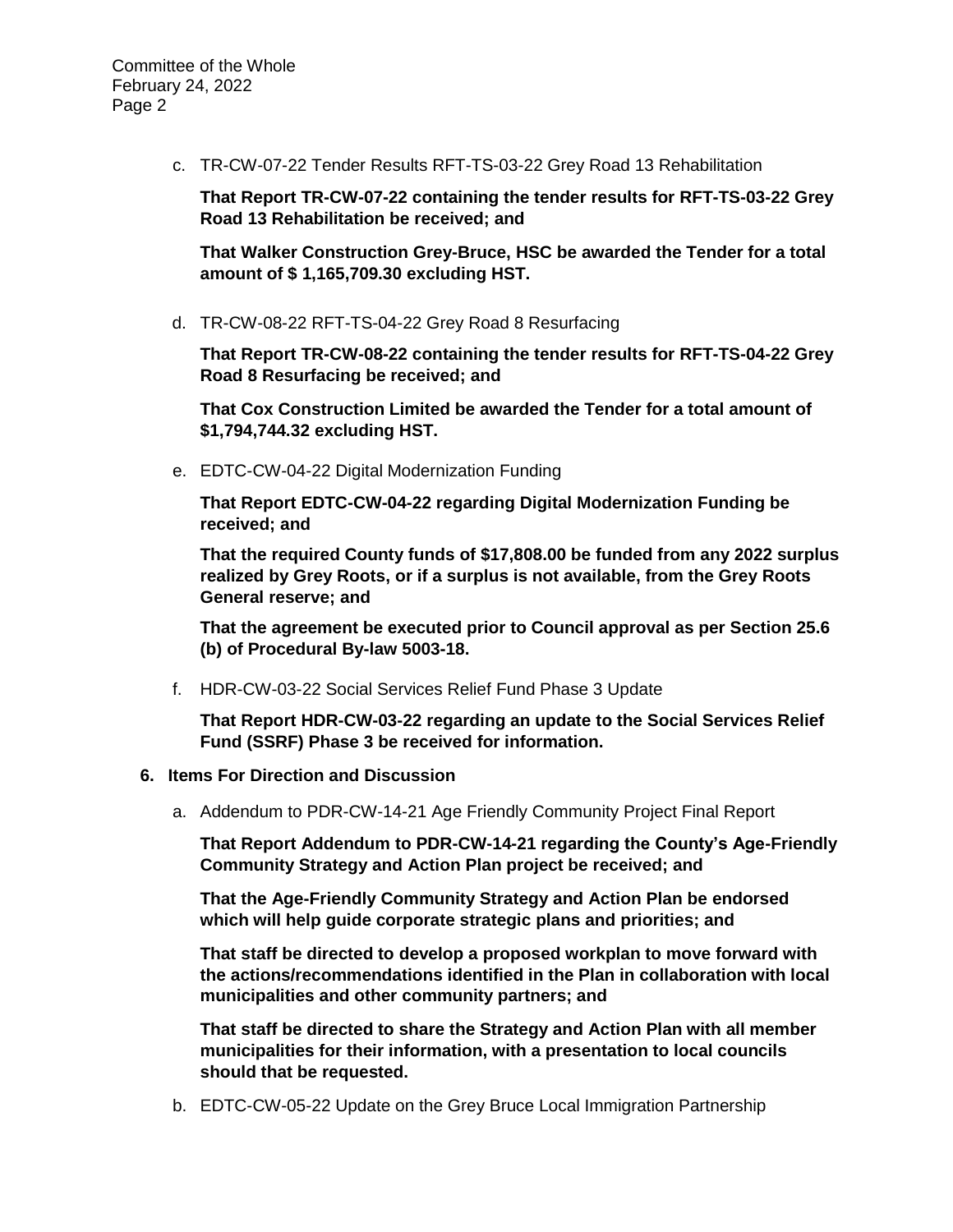c. TR-CW-07-22 Tender Results RFT-TS-03-22 Grey Road 13 Rehabilitation

**That Report TR-CW-07-22 containing the tender results for RFT-TS-03-22 Grey Road 13 Rehabilitation be received; and**

**That Walker Construction Grey-Bruce, HSC be awarded the Tender for a total amount of $ 1,165,709.30 excluding HST.**

d. TR-CW-08-22 RFT-TS-04-22 Grey Road 8 Resurfacing

**That Report TR-CW-08-22 containing the tender results for RFT-TS-04-22 Grey Road 8 Resurfacing be received; and**

**That Cox Construction Limited be awarded the Tender for a total amount of $1,794,744.32 excluding HST.**

e. EDTC-CW-04-22 Digital Modernization Funding

**That Report EDTC-CW-04-22 regarding Digital Modernization Funding be received; and**

**That the required County funds of $17,808.00 be funded from any 2022 surplus realized by Grey Roots, or if a surplus is not available, from the Grey Roots General reserve; and**

**That the agreement be executed prior to Council approval as per Section 25.6 (b) of Procedural By-law 5003-18.**

f. HDR-CW-03-22 Social Services Relief Fund Phase 3 Update

**That Report HDR-CW-03-22 regarding an update to the Social Services Relief Fund (SSRF) Phase 3 be received for information.**

## 6. Items For Direction and Discussion

a. Addendum to PDR-CW-14-21 Age Friendly Community Project Final Report

**That Report Addendum to PDR-CW-14-21 regarding the County's Age-Friendly Community Strategy and Action Plan project be received; and**

**That the Age-Friendly Community Strategy and Action Plan be endorsed which will help guide corporate strategic plans and priorities; and**

**That staff be directed to develop a proposed workplan to move forward with the actions/recommendations identified in the Plan in collaboration with local municipalities and other community partners; and**

**That staff be directed to share the Strategy and Action Plan with all member municipalities for their information, with a presentation to local councils should that be requested.**

b. EDTC-CW-05-22 Update on the Grey Bruce Local Immigration Partnership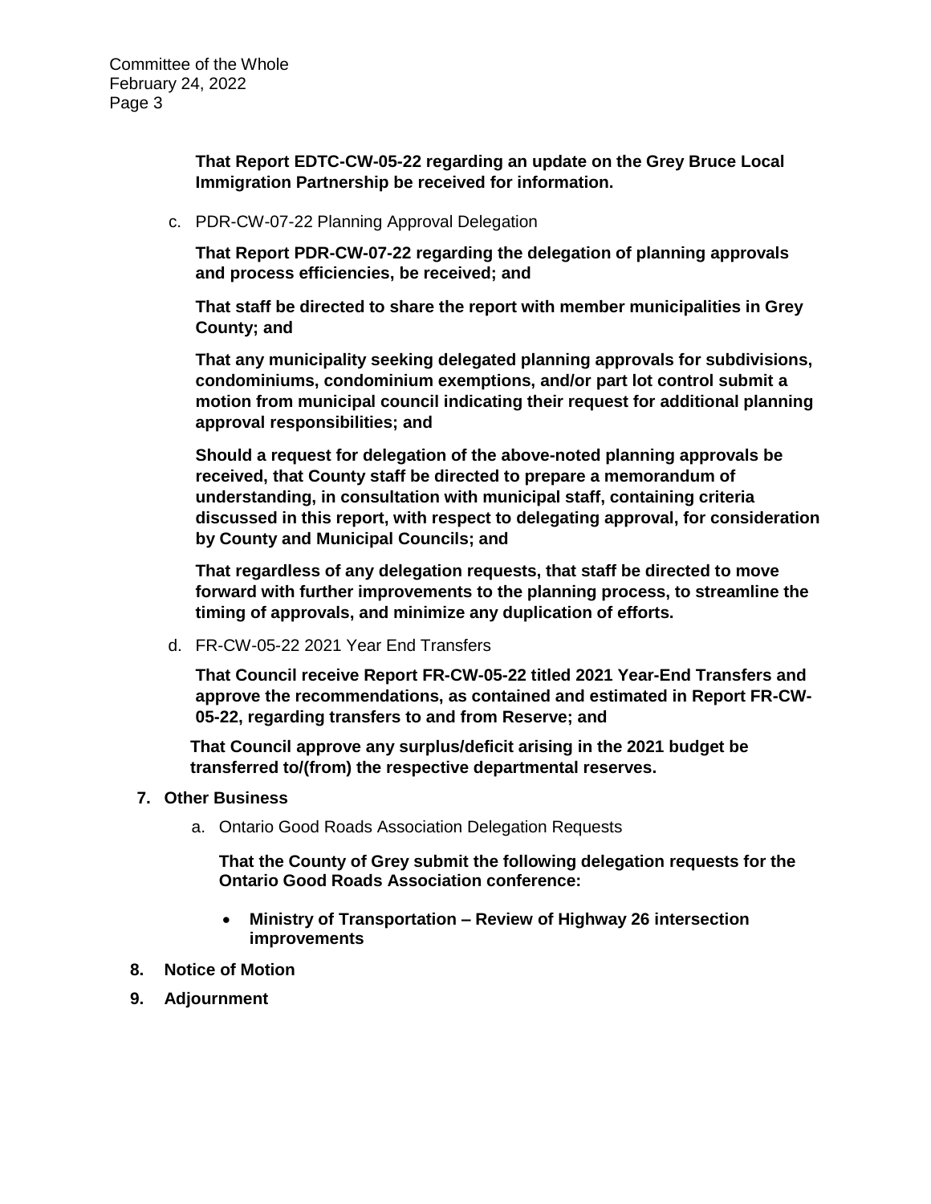**That Report EDTC-CW-05-22 regarding an update on the Grey Bruce Local Immigration Partnership be received for information.**

c. PDR-CW-07-22 Planning Approval Delegation

**That Report PDR-CW-07-22 regarding the delegation of planning approvals and process efficiencies, be received; and**

**That staff be directed to share the report with member municipalities in Grey County; and**

**That any municipality seeking delegated planning approvals for subdivisions, condominiums, condominium exemptions, and/or part lot control submit a motion from municipal council indicating their request for additional planning approval responsibilities; and**

**Should a request for delegation of the above-noted planning approvals be received, that County staff be directed to prepare a memorandum of understanding, in consultation with municipal staff, containing criteria discussed in this report, with respect to delegating approval, for consideration by County and Municipal Councils; and**

**That regardless of any delegation requests, that staff be directed to move forward with further improvements to the planning process, to streamline the timing of approvals, and minimize any duplication of efforts.**

d. FR-CW-05-22 2021 Year End Transfers

**That Council receive Report FR-CW-05-22 titled 2021 Year-End Transfers and approve the recommendations, as contained and estimated in Report FR-CW-05-22, regarding transfers to and from Reserve; and**

**That Council approve any surplus/deficit arising in the 2021 budget be transferred to/(from) the respective departmental reserves.**

**7. Other Business**

a. Ontario Good Roads Association Delegation Requests

**That the County of Grey submit the following delegation requests for the Ontario Good Roads Association conference:**

- **Ministry of Transportation – Review of Highway 26 intersection improvements**

**8. Notice of Motion**

**9. Adjournment**